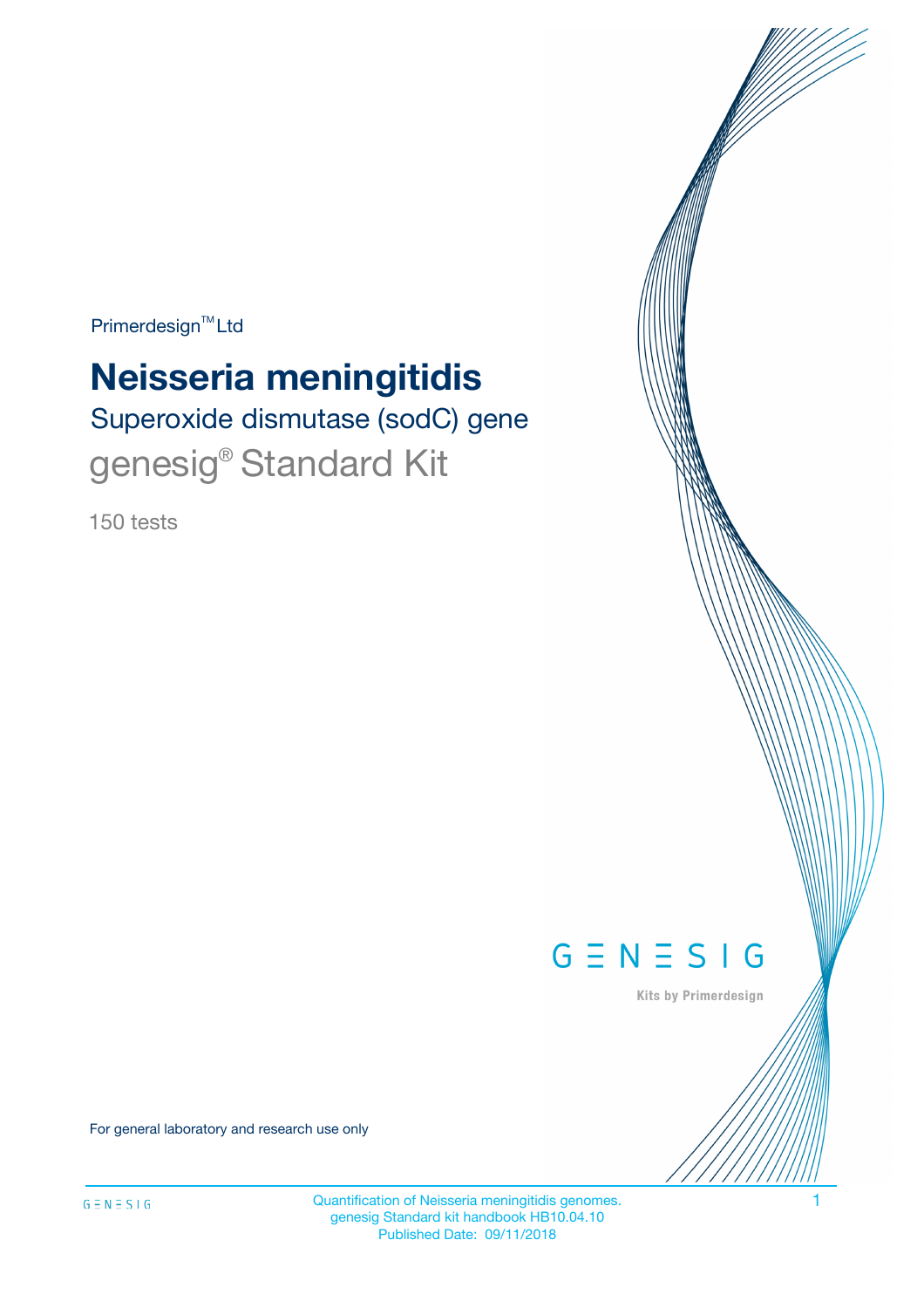Primerdesign™ Ltd

# Neisseria meningitidis

## Superoxide dismutase (sodC) gene

## genesig® Standard Kit

150 tests

GENESIG

Kits by Primerdesign

For general laboratory and research use only

Quantification of Neisseria meningitidis genomes.
genesig Standard kit handbook HB10.04.10
Published Date: 09/11/2018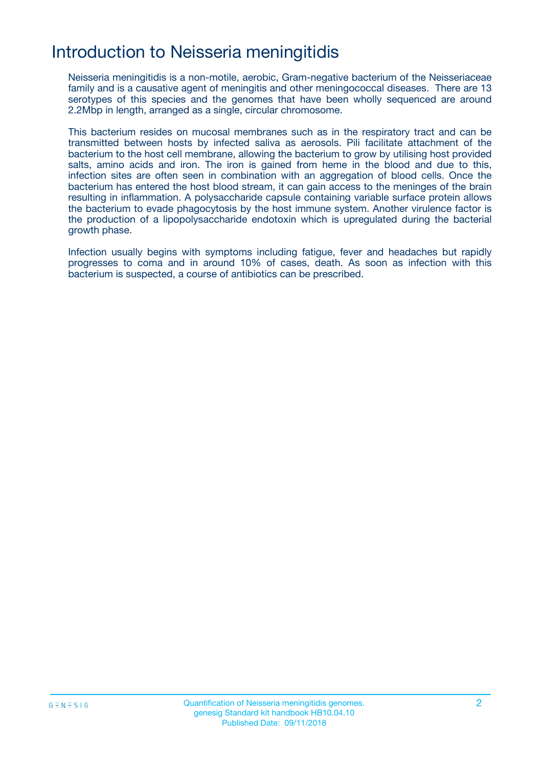# Introduction to Neisseria meningitidis

Neisseria meningitidis is a non-motile, aerobic, Gram-negative bacterium of the Neisseriaceae family and is a causative agent of meningitis and other meningococcal diseases. There are 13 serotypes of this species and the genomes that have been wholly sequenced are around 2.2Mbp in length, arranged as a single, circular chromosome.

This bacterium resides on mucosal membranes such as in the respiratory tract and can be transmitted between hosts by infected saliva as aerosols. Pili facilitate attachment of the bacterium to the host cell membrane, allowing the bacterium to grow by utilising host provided salts, amino acids and iron. The iron is gained from heme in the blood and due to this, infection sites are often seen in combination with an aggregation of blood cells. Once the bacterium has entered the host blood stream, it can gain access to the meninges of the brain resulting in inflammation. A polysaccharide capsule containing variable surface protein allows the bacterium to evade phagocytosis by the host immune system. Another virulence factor is the production of a lipopolysaccharide endotoxin which is upregulated during the bacterial growth phase.

Infection usually begins with symptoms including fatigue, fever and headaches but rapidly progresses to coma and in around 10% of cases, death. As soon as infection with this bacterium is suspected, a course of antibiotics can be prescribed.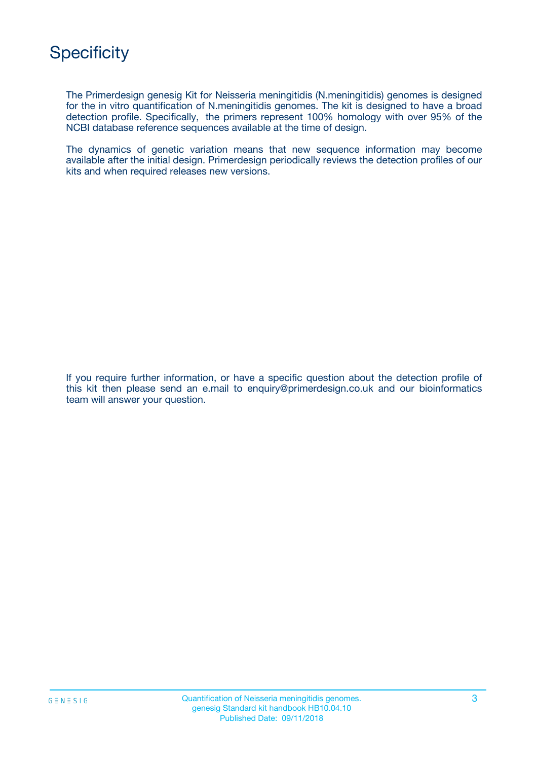# Specificity

The Primerdesign genesig Kit for Neisseria meningitidis (N.meningitidis) genomes is designed for the in vitro quantification of N.meningitidis genomes. The kit is designed to have a broad detection profile. Specifically, the primers represent 100% homology with over 95% of the NCBI database reference sequences available at the time of design.

The dynamics of genetic variation means that new sequence information may become available after the initial design. Primerdesign periodically reviews the detection profiles of our kits and when required releases new versions.

If you require further information, or have a specific question about the detection profile of this kit then please send an e.mail to enquiry@primerdesign.co.uk and our bioinformatics team will answer your question.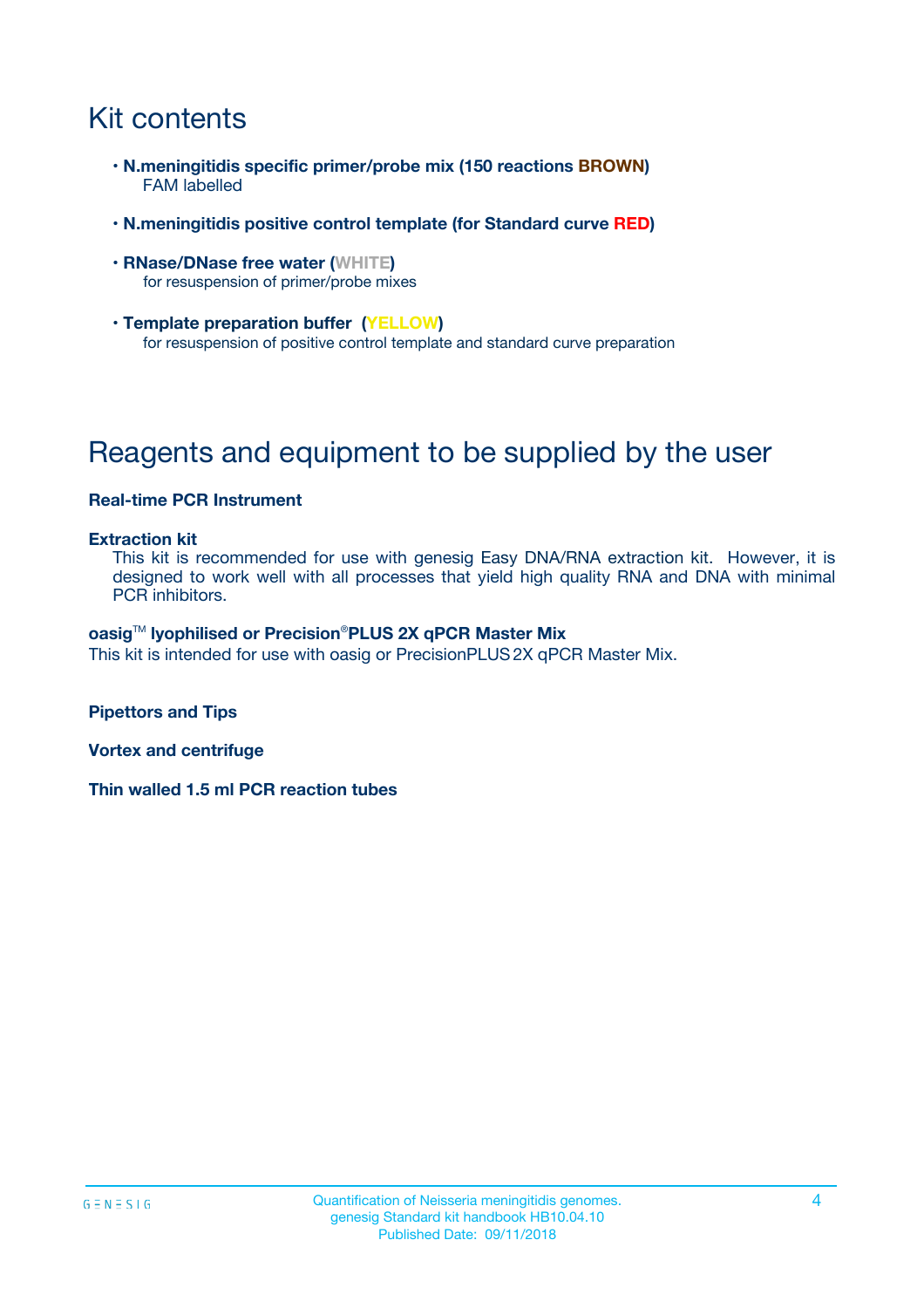# Kit contents

- **N.meningitidis specific primer/probe mix (150 reactions BROWN)**
  FAM labelled

- **N.meningitidis positive control template (for Standard curve RED)**

- **RNase/DNase free water (WHITE)**
  for resuspension of primer/probe mixes

- **Template preparation buffer (YELLOW)**
  for resuspension of positive control template and standard curve preparation

# Reagents and equipment to be supplied by the user

**Real-time PCR Instrument**

**Extraction kit**

This kit is recommended for use with genesig Easy DNA/RNA extraction kit. However, it is designed to work well with all processes that yield high quality RNA and DNA with minimal PCR inhibitors.

**oasig™ lyophilised or Precision®PLUS 2X qPCR Master Mix**

This kit is intended for use with oasig or PrecisionPLUS 2X qPCR Master Mix.

**Pipettors and Tips**

**Vortex and centrifuge**

**Thin walled 1.5 ml PCR reaction tubes**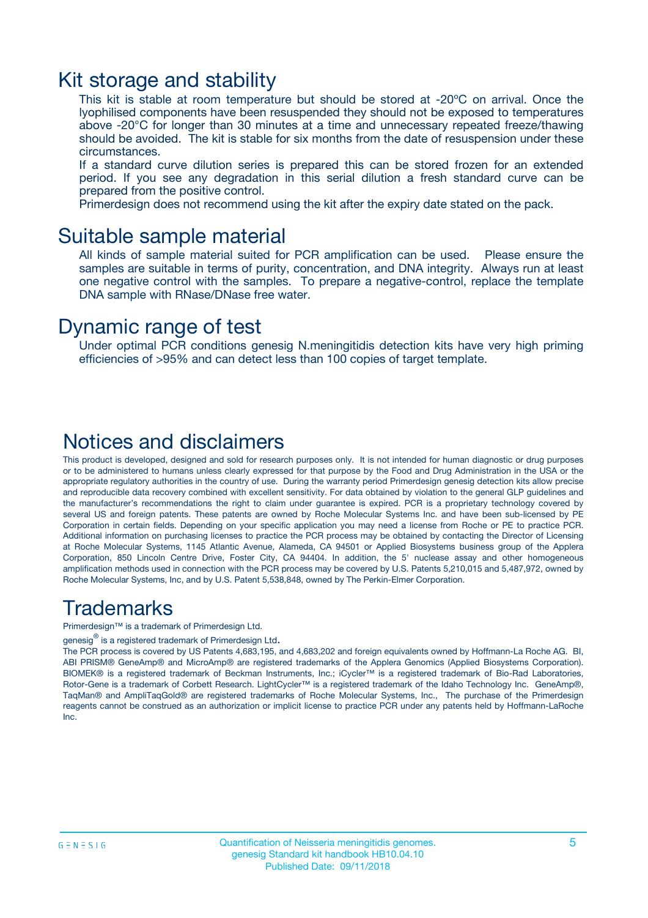# Kit storage and stability

This kit is stable at room temperature but should be stored at -20ºC on arrival. Once the lyophilised components have been resuspended they should not be exposed to temperatures above -20°C for longer than 30 minutes at a time and unnecessary repeated freeze/thawing should be avoided. The kit is stable for six months from the date of resuspension under these circumstances.

If a standard curve dilution series is prepared this can be stored frozen for an extended period. If you see any degradation in this serial dilution a fresh standard curve can be prepared from the positive control.

Primerdesign does not recommend using the kit after the expiry date stated on the pack.

# Suitable sample material

All kinds of sample material suited for PCR amplification can be used. Please ensure the samples are suitable in terms of purity, concentration, and DNA integrity. Always run at least one negative control with the samples. To prepare a negative-control, replace the template DNA sample with RNase/DNase free water.

# Dynamic range of test

Under optimal PCR conditions genesig N.meningitidis detection kits have very high priming efficiencies of >95% and can detect less than 100 copies of target template.

# Notices and disclaimers

This product is developed, designed and sold for research purposes only. It is not intended for human diagnostic or drug purposes or to be administered to humans unless clearly expressed for that purpose by the Food and Drug Administration in the USA or the appropriate regulatory authorities in the country of use. During the warranty period Primerdesign genesig detection kits allow precise and reproducible data recovery combined with excellent sensitivity. For data obtained by violation to the general GLP guidelines and the manufacturer's recommendations the right to claim under guarantee is expired. PCR is a proprietary technology covered by several US and foreign patents. These patents are owned by Roche Molecular Systems Inc. and have been sub-licensed by PE Corporation in certain fields. Depending on your specific application you may need a license from Roche or PE to practice PCR. Additional information on purchasing licenses to practice the PCR process may be obtained by contacting the Director of Licensing at Roche Molecular Systems, 1145 Atlantic Avenue, Alameda, CA 94501 or Applied Biosystems business group of the Applera Corporation, 850 Lincoln Centre Drive, Foster City, CA 94404. In addition, the 5' nuclease assay and other homogeneous amplification methods used in connection with the PCR process may be covered by U.S. Patents 5,210,015 and 5,487,972, owned by Roche Molecular Systems, Inc, and by U.S. Patent 5,538,848, owned by The Perkin-Elmer Corporation.

# Trademarks

Primerdesign™ is a trademark of Primerdesign Ltd.

genesig® is a registered trademark of Primerdesign Ltd.

The PCR process is covered by US Patents 4,683,195, and 4,683,202 and foreign equivalents owned by Hoffmann-La Roche AG. BI, ABI PRISM® GeneAmp® and MicroAmp® are registered trademarks of the Applera Genomics (Applied Biosystems Corporation). BIOMEK® is a registered trademark of Beckman Instruments, Inc.; iCycler™ is a registered trademark of Bio-Rad Laboratories, Rotor-Gene is a trademark of Corbett Research. LightCycler™ is a registered trademark of the Idaho Technology Inc. GeneAmp®, TaqMan® and AmpliTaqGold® are registered trademarks of Roche Molecular Systems, Inc., The purchase of the Primerdesign reagents cannot be construed as an authorization or implicit license to practice PCR under any patents held by Hoffmann-LaRoche Inc.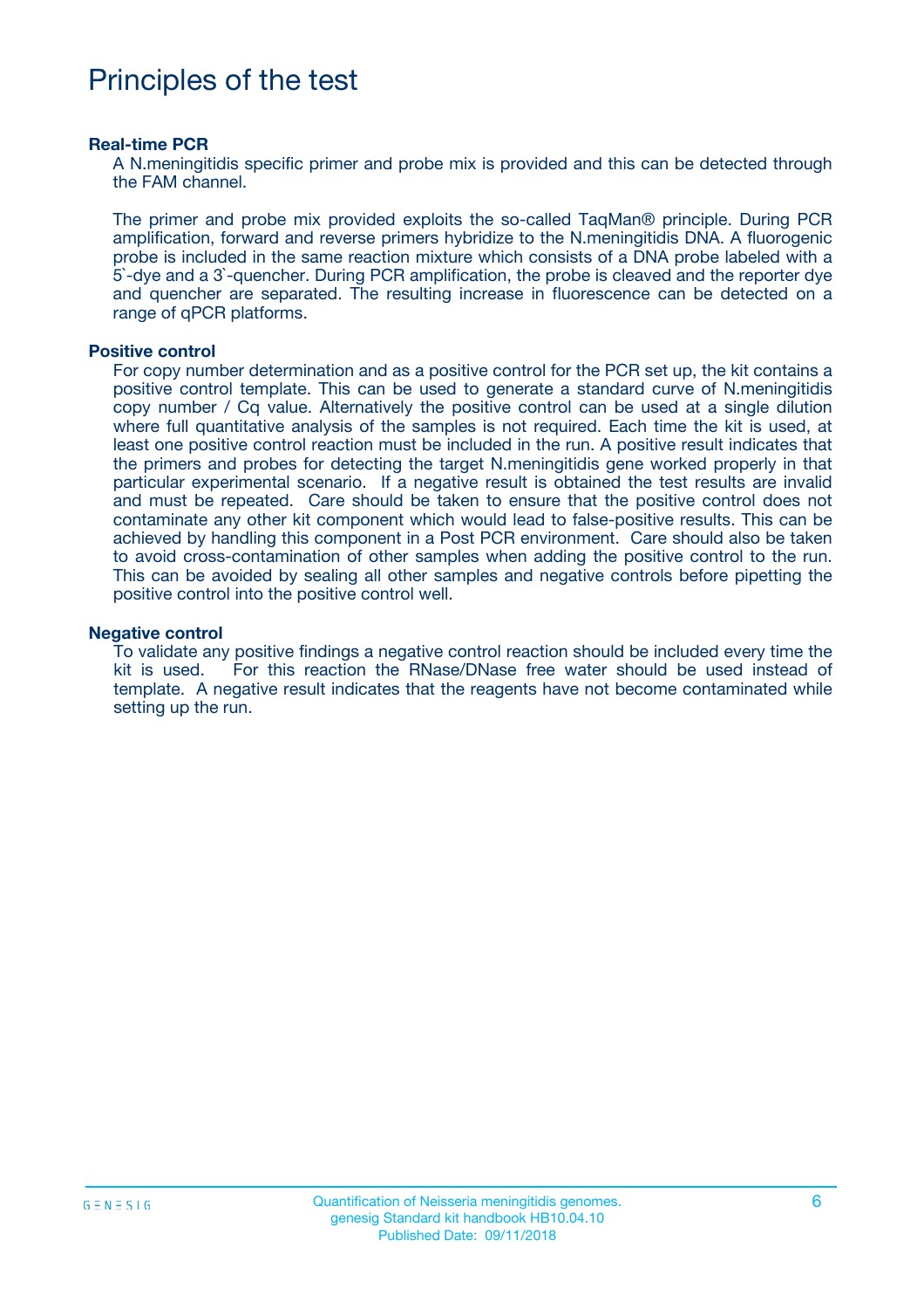# Principles of the test

**Real-time PCR**

A N.meningitidis specific primer and probe mix is provided and this can be detected through the FAM channel.

The primer and probe mix provided exploits the so-called TaqMan® principle. During PCR amplification, forward and reverse primers hybridize to the N.meningitidis DNA. A fluorogenic probe is included in the same reaction mixture which consists of a DNA probe labeled with a 5`-dye and a 3`-quencher. During PCR amplification, the probe is cleaved and the reporter dye and quencher are separated. The resulting increase in fluorescence can be detected on a range of qPCR platforms.

**Positive control**

For copy number determination and as a positive control for the PCR set up, the kit contains a positive control template. This can be used to generate a standard curve of N.meningitidis copy number / Cq value. Alternatively the positive control can be used at a single dilution where full quantitative analysis of the samples is not required. Each time the kit is used, at least one positive control reaction must be included in the run. A positive result indicates that the primers and probes for detecting the target N.meningitidis gene worked properly in that particular experimental scenario. If a negative result is obtained the test results are invalid and must be repeated. Care should be taken to ensure that the positive control does not contaminate any other kit component which would lead to false-positive results. This can be achieved by handling this component in a Post PCR environment. Care should also be taken to avoid cross-contamination of other samples when adding the positive control to the run. This can be avoided by sealing all other samples and negative controls before pipetting the positive control into the positive control well.

**Negative control**

To validate any positive findings a negative control reaction should be included every time the kit is used. For this reaction the RNase/DNase free water should be used instead of template. A negative result indicates that the reagents have not become contaminated while setting up the run.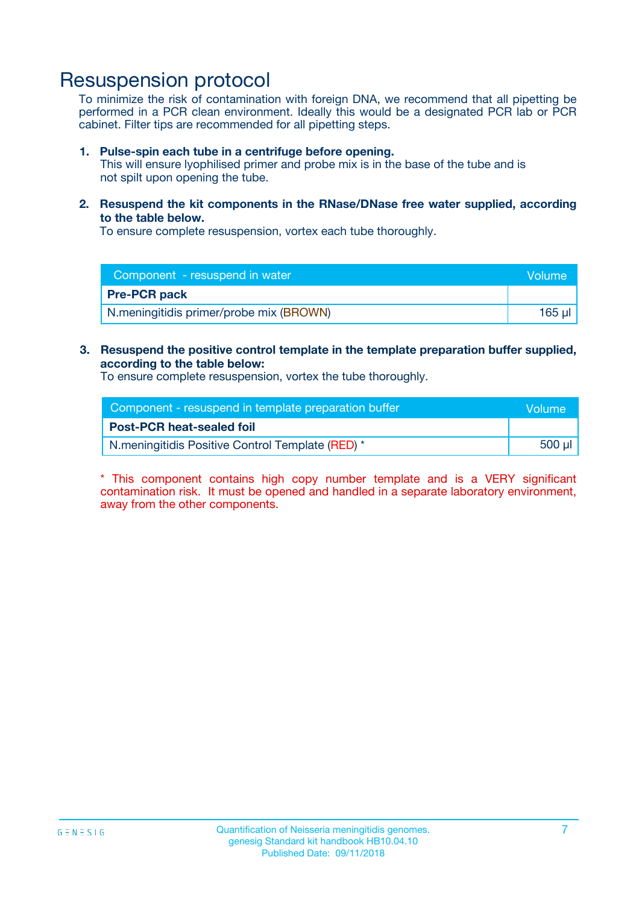# Resuspension protocol

To minimize the risk of contamination with foreign DNA, we recommend that all pipetting be performed in a PCR clean environment. Ideally this would be a designated PCR lab or PCR cabinet. Filter tips are recommended for all pipetting steps.

1. **Pulse-spin each tube in a centrifuge before opening.**
   This will ensure lyophilised primer and probe mix is in the base of the tube and is not spilt upon opening the tube.

2. **Resuspend the kit components in the RNase/DNase free water supplied, according to the table below.**
   To ensure complete resuspension, vortex each tube thoroughly.

| Component - resuspend in water | Volume |
|---|---|
| **Pre-PCR pack** | |
| N.meningitidis primer/probe mix (BROWN) | 165 µl |

3. **Resuspend the positive control template in the template preparation buffer supplied, according to the table below:**
   To ensure complete resuspension, vortex the tube thoroughly.

| Component - resuspend in template preparation buffer | Volume |
|---|---|
| **Post-PCR heat-sealed foil** | |
| N.meningitidis Positive Control Template (RED) * | 500 µl |

* This component contains high copy number template and is a VERY significant contamination risk. It must be opened and handled in a separate laboratory environment, away from the other components.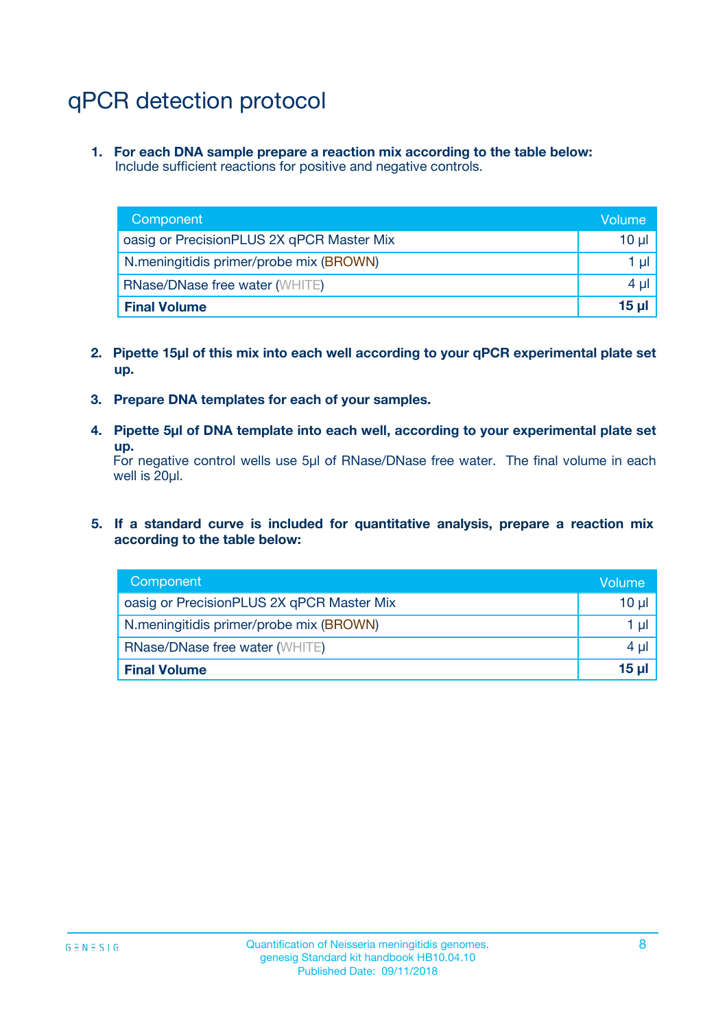# qPCR detection protocol

1. **For each DNA sample prepare a reaction mix according to the table below:**
   Include sufficient reactions for positive and negative controls.

| Component | Volume |
|---|---|
| oasig or PrecisionPLUS 2X qPCR Master Mix | 10 µl |
| N.meningitidis primer/probe mix (BROWN) | 1 µl |
| RNase/DNase free water (WHITE) | 4 µl |
| **Final Volume** | **15 µl** |

2. **Pipette 15µl of this mix into each well according to your qPCR experimental plate set up.**

3. **Prepare DNA templates for each of your samples.**

4. **Pipette 5µl of DNA template into each well, according to your experimental plate set up.**
   For negative control wells use 5µl of RNase/DNase free water. The final volume in each well is 20µl.

5. **If a standard curve is included for quantitative analysis, prepare a reaction mix according to the table below:**

| Component | Volume |
|---|---|
| oasig or PrecisionPLUS 2X qPCR Master Mix | 10 µl |
| N.meningitidis primer/probe mix (BROWN) | 1 µl |
| RNase/DNase free water (WHITE) | 4 µl |
| **Final Volume** | **15 µl** |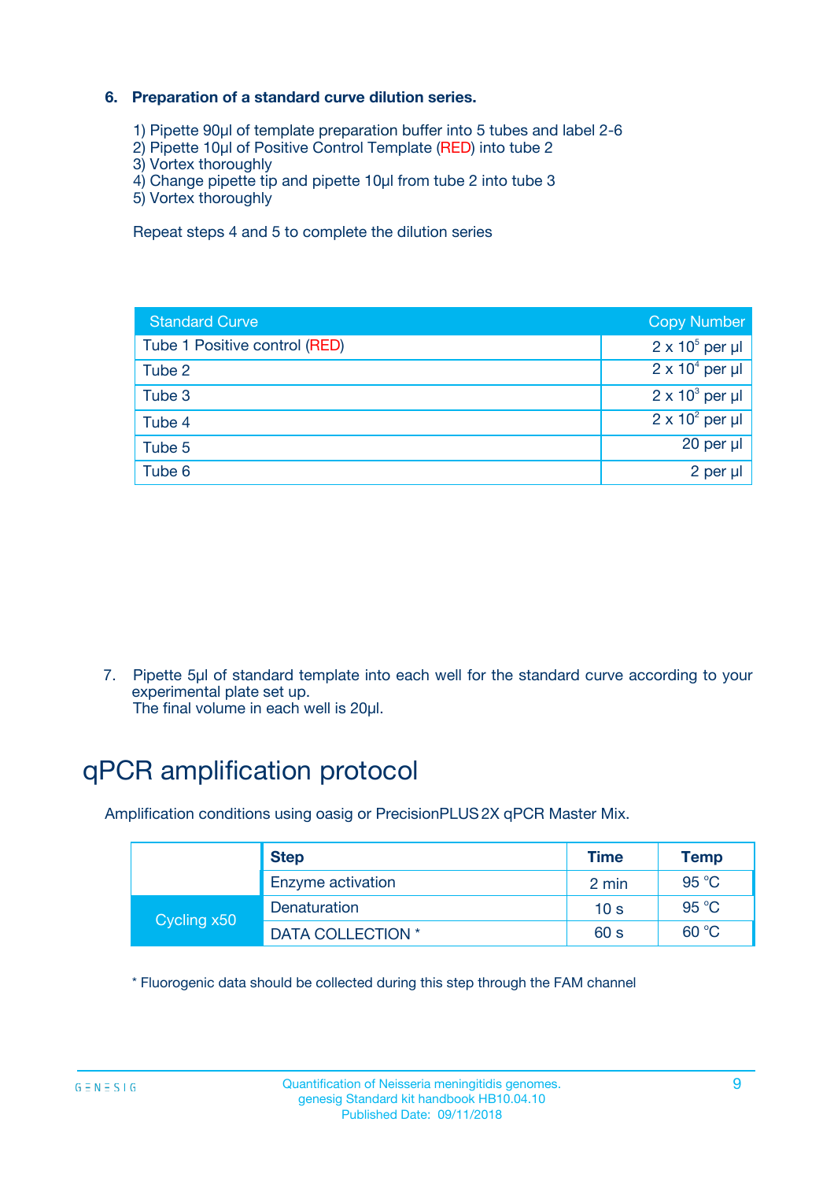### 6. Preparation of a standard curve dilution series.

1) Pipette 90µl of template preparation buffer into 5 tubes and label 2-6
2) Pipette 10µl of Positive Control Template (RED) into tube 2
3) Vortex thoroughly
4) Change pipette tip and pipette 10µl from tube 2 into tube 3
5) Vortex thoroughly

Repeat steps 4 and 5 to complete the dilution series

| Standard Curve | Copy Number |
|---|---|
| Tube 1 Positive control (RED) | $2 \times 10^5$ per µl |
| Tube 2 | $2 \times 10^4$ per µl |
| Tube 3 | $2 \times 10^3$ per µl |
| Tube 4 | $2 \times 10^2$ per µl |
| Tube 5 | 20 per µl |
| Tube 6 | 2 per µl |

7. Pipette 5µl of standard template into each well for the standard curve according to your experimental plate set up.
The final volume in each well is 20µl.

# qPCR amplification protocol

Amplification conditions using oasig or PrecisionPLUS 2X qPCR Master Mix.

| | Step | Time | Temp |
|---|---|---|---|
| | Enzyme activation | 2 min | 95 °C |
| Cycling x50 | Denaturation | 10 s | 95 °C |
| | DATA COLLECTION * | 60 s | 60 °C |

* Fluorogenic data should be collected during this step through the FAM channel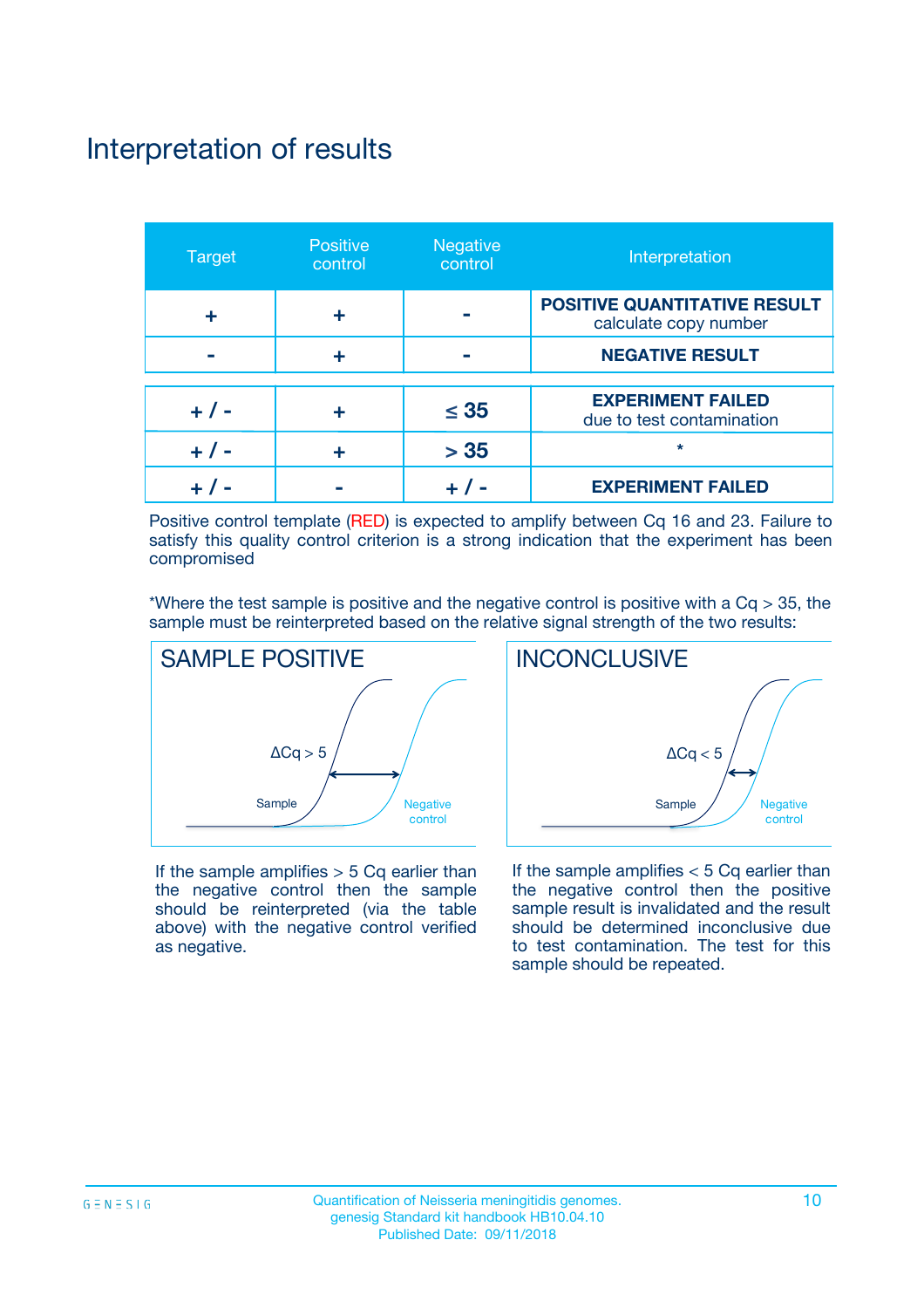# Interpretation of results

| Target | Positive control | Negative control | Interpretation |
|---|---|---|---|
| + | + | - | **POSITIVE QUANTITATIVE RESULT** calculate copy number |
| - | + | - | **NEGATIVE RESULT** |
| + / - | + | ≤ 35 | **EXPERIMENT FAILED** due to test contamination |
| + / - | + | > 35 | * |
| + / - | - | + / - | **EXPERIMENT FAILED** |

Positive control template (RED) is expected to amplify between Cq 16 and 23. Failure to satisfy this quality control criterion is a strong indication that the experiment has been compromised

*Where the test sample is positive and the negative control is positive with a Cq > 35, the sample must be reinterpreted based on the relative signal strength of the two results:

SAMPLE POSITIVE

ΔCq > 5

Sample

Negative control

If the sample amplifies > 5 Cq earlier than the negative control then the sample should be reinterpreted (via the table above) with the negative control verified as negative.

INCONCLUSIVE

ΔCq < 5

Sample

Negative control

If the sample amplifies < 5 Cq earlier than the negative control then the positive sample result is invalidated and the result should be determined inconclusive due to test contamination. The test for this sample should be repeated.